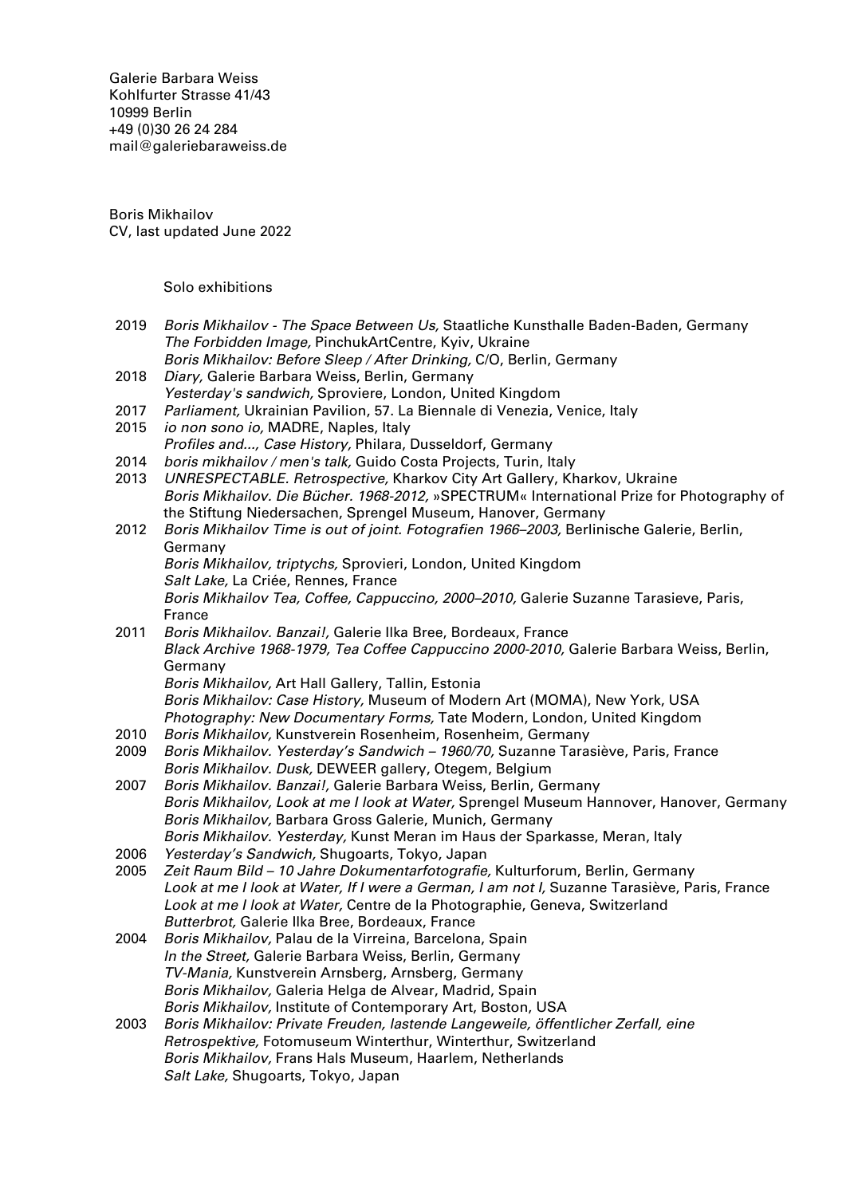Galerie Barbara Weiss
Kohlfurter Strasse 41/43
10999 Berlin
+49 (0)30 26 24 284
mail@galeriebaraweiss.de

Boris Mikhailov
CV, last updated June 2022

## Solo exhibitions

**2019**
- *Boris Mikhailov - The Space Between Us,* Staatliche Kunsthalle Baden-Baden, Germany
- *The Forbidden Image,* PinchukArtCentre, Kyiv, Ukraine
- *Boris Mikhailov: Before Sleep / After Drinking,* C/O, Berlin, Germany

**2018**
- *Diary,* Galerie Barbara Weiss, Berlin, Germany
- *Yesterday's sandwich,* Sproviere, London, United Kingdom

**2017**
- *Parliament,* Ukrainian Pavilion, 57. La Biennale di Venezia, Venice, Italy

**2015**
- *io non sono io,* MADRE, Naples, Italy
- *Profiles and..., Case History,* Philara, Dusseldorf, Germany

**2014**
- *boris mikhailov / men's talk,* Guido Costa Projects, Turin, Italy

**2013**
- *UNRESPECTABLE. Retrospective,* Kharkov City Art Gallery, Kharkov, Ukraine
- *Boris Mikhailov. Die Bücher. 1968-2012,* »SPECTRUM« International Prize for Photography of the Stiftung Niedersachen, Sprengel Museum, Hanover, Germany

**2012**
- *Boris Mikhailov Time is out of joint. Fotografien 1966–2003,* Berlinische Galerie, Berlin, Germany
- *Boris Mikhailov, triptychs,* Sprovieri, London, United Kingdom
- *Salt Lake,* La Criée, Rennes, France
- *Boris Mikhailov Tea, Coffee, Cappuccino, 2000–2010,* Galerie Suzanne Tarasieve, Paris, France

**2011**
- *Boris Mikhailov. Banzai!,* Galerie Ilka Bree, Bordeaux, France
- *Black Archive 1968-1979, Tea Coffee Cappuccino 2000-2010,* Galerie Barbara Weiss, Berlin, Germany
- *Boris Mikhailov,* Art Hall Gallery, Tallin, Estonia
- *Boris Mikhailov: Case History,* Museum of Modern Art (MOMA), New York, USA
- *Photography: New Documentary Forms,* Tate Modern, London, United Kingdom

**2010**
- *Boris Mikhailov,* Kunstverein Rosenheim, Rosenheim, Germany

**2009**
- *Boris Mikhailov. Yesterday's Sandwich – 1960/70,* Suzanne Tarasiève, Paris, France
- *Boris Mikhailov. Dusk,* DEWEER gallery, Otegem, Belgium

**2007**
- *Boris Mikhailov. Banzai!,* Galerie Barbara Weiss, Berlin, Germany
- *Boris Mikhailov, Look at me I look at Water,* Sprengel Museum Hannover, Hanover, Germany
- *Boris Mikhailov,* Barbara Gross Galerie, Munich, Germany
- *Boris Mikhailov. Yesterday,* Kunst Meran im Haus der Sparkasse, Meran, Italy

**2006**
- *Yesterday's Sandwich,* Shugoarts, Tokyo, Japan

**2005**
- *Zeit Raum Bild – 10 Jahre Dokumentarfotografie,* Kulturforum, Berlin, Germany
- *Look at me I look at Water, If I were a German, I am not I,* Suzanne Tarasiève, Paris, France
- *Look at me I look at Water,* Centre de la Photographie, Geneva, Switzerland
- *Butterbrot,* Galerie Ilka Bree, Bordeaux, France

**2004**
- *Boris Mikhailov,* Palau de la Virreina, Barcelona, Spain
- *In the Street,* Galerie Barbara Weiss, Berlin, Germany
- *TV-Mania,* Kunstverein Arnsberg, Arnsberg, Germany
- *Boris Mikhailov,* Galeria Helga de Alvear, Madrid, Spain
- *Boris Mikhailov,* Institute of Contemporary Art, Boston, USA

**2003**
- *Boris Mikhailov: Private Freuden, lastende Langeweile, öffentlicher Zerfall, eine Retrospektive,* Fotomuseum Winterthur, Winterthur, Switzerland
- *Boris Mikhailov,* Frans Hals Museum, Haarlem, Netherlands
- *Salt Lake,* Shugoarts, Tokyo, Japan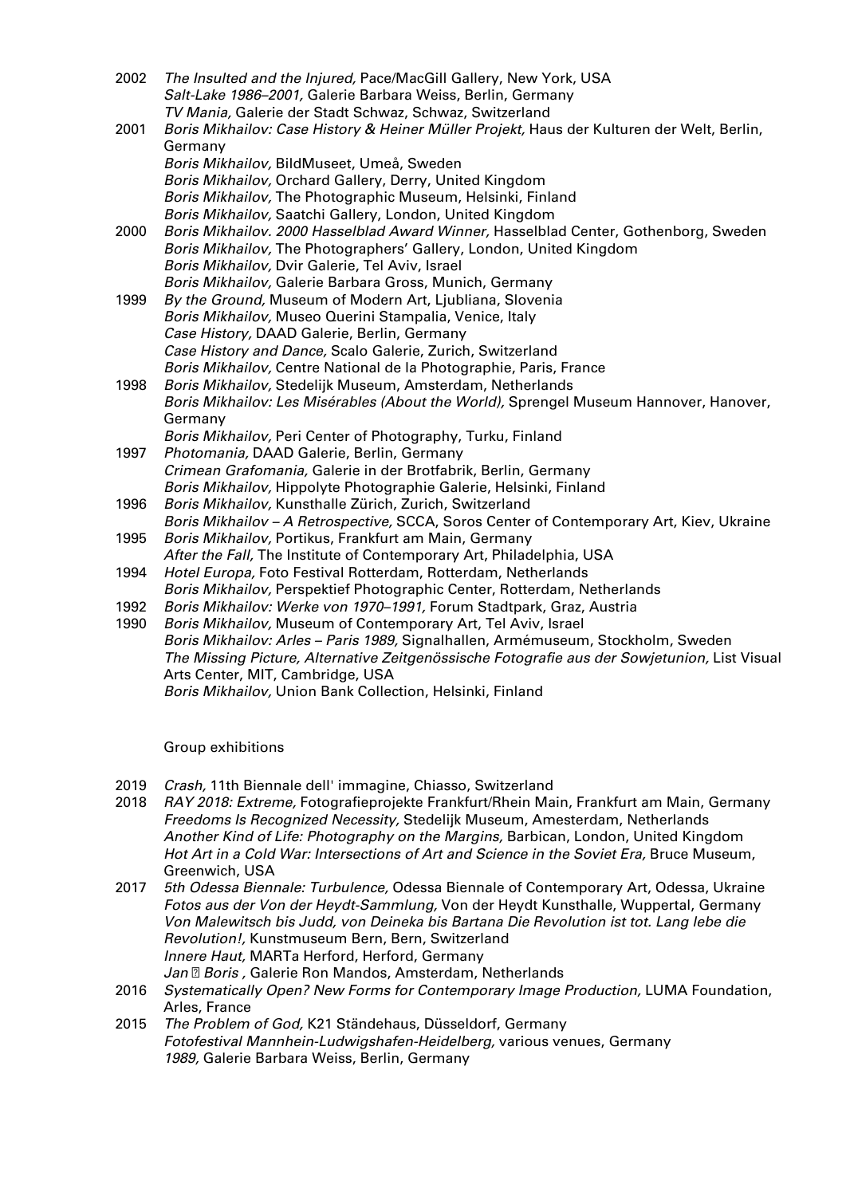2002 *The Insulted and the Injured,* Pace/MacGill Gallery, New York, USA
*Salt-Lake 1986–2001,* Galerie Barbara Weiss, Berlin, Germany
*TV Mania,* Galerie der Stadt Schwaz, Schwaz, Switzerland

2001 *Boris Mikhailov: Case History & Heiner Müller Projekt,* Haus der Kulturen der Welt, Berlin, Germany
*Boris Mikhailov,* BildMuseet, Umeå, Sweden
*Boris Mikhailov,* Orchard Gallery, Derry, United Kingdom
*Boris Mikhailov,* The Photographic Museum, Helsinki, Finland
*Boris Mikhailov,* Saatchi Gallery, London, United Kingdom

2000 *Boris Mikhailov. 2000 Hasselblad Award Winner,* Hasselblad Center, Gothenborg, Sweden
*Boris Mikhailov,* The Photographers' Gallery, London, United Kingdom
*Boris Mikhailov,* Dvir Galerie, Tel Aviv, Israel
*Boris Mikhailov,* Galerie Barbara Gross, Munich, Germany

1999 *By the Ground,* Museum of Modern Art, Ljubliana, Slovenia
*Boris Mikhailov,* Museo Querini Stampalia, Venice, Italy
*Case History,* DAAD Galerie, Berlin, Germany
*Case History and Dance,* Scalo Galerie, Zurich, Switzerland
*Boris Mikhailov,* Centre National de la Photographie, Paris, France

1998 *Boris Mikhailov,* Stedelijk Museum, Amsterdam, Netherlands
*Boris Mikhailov: Les Misérables (About the World),* Sprengel Museum Hannover, Hanover, Germany
*Boris Mikhailov,* Peri Center of Photography, Turku, Finland

1997 *Photomania,* DAAD Galerie, Berlin, Germany
*Crimean Grafomania,* Galerie in der Brotfabrik, Berlin, Germany
*Boris Mikhailov,* Hippolyte Photographie Galerie, Helsinki, Finland

1996 *Boris Mikhailov,* Kunsthalle Zürich, Zurich, Switzerland
*Boris Mikhailov – A Retrospective,* SCCA, Soros Center of Contemporary Art, Kiev, Ukraine

1995 *Boris Mikhailov,* Portikus, Frankfurt am Main, Germany
*After the Fall,* The Institute of Contemporary Art, Philadelphia, USA

1994 *Hotel Europa,* Foto Festival Rotterdam, Rotterdam, Netherlands
*Boris Mikhailov,* Perspektief Photographic Center, Rotterdam, Netherlands

1992 *Boris Mikhailov: Werke von 1970–1991,* Forum Stadtpark, Graz, Austria

1990 *Boris Mikhailov,* Museum of Contemporary Art, Tel Aviv, Israel
*Boris Mikhailov: Arles – Paris 1989,* Signalhallen, Armémuseum, Stockholm, Sweden
*The Missing Picture, Alternative Zeitgenössische Fotografie aus der Sowjetunion,* List Visual Arts Center, MIT, Cambridge, USA
*Boris Mikhailov,* Union Bank Collection, Helsinki, Finland

Group exhibitions

2019 *Crash,* 11th Biennale dell' immagine, Chiasso, Switzerland

2018 *RAY 2018: Extreme,* Fotografieprojekte Frankfurt/Rhein Main, Frankfurt am Main, Germany
*Freedoms Is Recognized Necessity,* Stedelijk Museum, Amesterdam, Netherlands
*Another Kind of Life: Photography on the Margins,* Barbican, London, United Kingdom
*Hot Art in a Cold War: Intersections of Art and Science in the Soviet Era,* Bruce Museum, Greenwich, USA

2017 *5th Odessa Biennale: Turbulence,* Odessa Biennale of Contemporary Art, Odessa, Ukraine
*Fotos aus der Von der Heydt-Sammlung,* Von der Heydt Kunsthalle, Wuppertal, Germany
*Von Malewitsch bis Judd, von Deineka bis Bartana Die Revolution ist tot. Lang lebe die Revolution!,* Kunstmuseum Bern, Bern, Switzerland
*Innere Haut,* MARTa Herford, Herford, Germany
*Jan ◻ Boris ,* Galerie Ron Mandos, Amsterdam, Netherlands

2016 *Systematically Open? New Forms for Contemporary Image Production,* LUMA Foundation, Arles, France

2015 *The Problem of God,* K21 Ständehaus, Düsseldorf, Germany
*Fotofestival Mannhein-Ludwigshafen-Heidelberg,* various venues, Germany
*1989,* Galerie Barbara Weiss, Berlin, Germany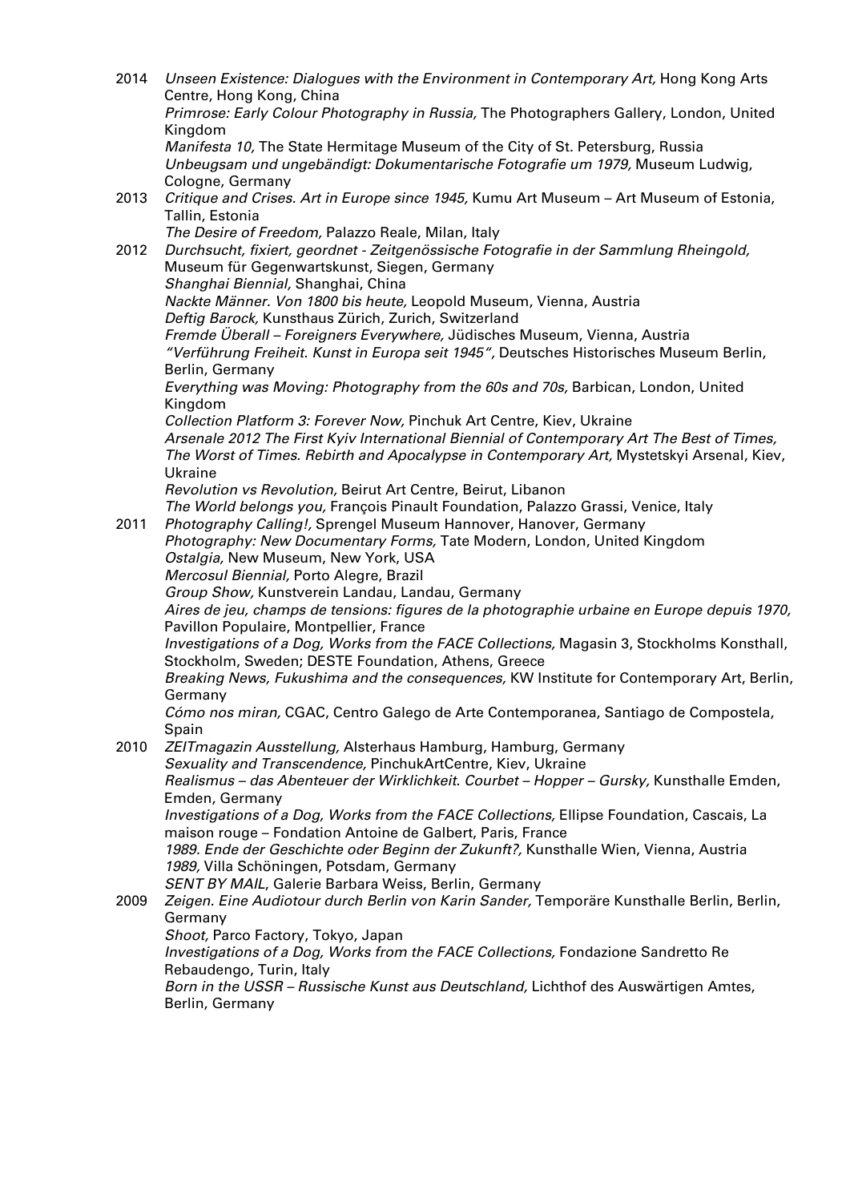2014 *Unseen Existence: Dialogues with the Environment in Contemporary Art,* Hong Kong Arts Centre, Hong Kong, China
*Primrose: Early Colour Photography in Russia,* The Photographers Gallery, London, United Kingdom
*Manifesta 10,* The State Hermitage Museum of the City of St. Petersburg, Russia
*Unbeugsam und ungebändigt: Dokumentarische Fotografie um 1979,* Museum Ludwig, Cologne, Germany

2013 *Critique and Crises. Art in Europe since 1945,* Kumu Art Museum – Art Museum of Estonia, Tallin, Estonia
*The Desire of Freedom,* Palazzo Reale, Milan, Italy

2012 *Durchsucht, fixiert, geordnet - Zeitgenössische Fotografie in der Sammlung Rheingold,* Museum für Gegenwartskunst, Siegen, Germany
*Shanghai Biennial,* Shanghai, China
*Nackte Männer. Von 1800 bis heute,* Leopold Museum, Vienna, Austria
*Deftig Barock,* Kunsthaus Zürich, Zurich, Switzerland
*Fremde Überall – Foreigners Everywhere,* Jüdisches Museum, Vienna, Austria
*"Verführung Freiheit. Kunst in Europa seit 1945",* Deutsches Historisches Museum Berlin, Berlin, Germany
*Everything was Moving: Photography from the 60s and 70s,* Barbican, London, United Kingdom
*Collection Platform 3: Forever Now,* Pinchuk Art Centre, Kiev, Ukraine
*Arsenale 2012 The First Kyiv International Biennial of Contemporary Art The Best of Times, The Worst of Times. Rebirth and Apocalypse in Contemporary Art,* Mystetskyi Arsenal, Kiev, Ukraine
*Revolution vs Revolution,* Beirut Art Centre, Beirut, Libanon
*The World belongs you,* François Pinault Foundation, Palazzo Grassi, Venice, Italy

2011 *Photography Calling!,* Sprengel Museum Hannover, Hanover, Germany
*Photography: New Documentary Forms,* Tate Modern, London, United Kingdom
*Ostalgia,* New Museum, New York, USA
*Mercosul Biennial,* Porto Alegre, Brazil
*Group Show,* Kunstverein Landau, Landau, Germany
*Aires de jeu, champs de tensions: figures de la photographie urbaine en Europe depuis 1970,* Pavillon Populaire, Montpellier, France
*Investigations of a Dog, Works from the FACE Collections,* Magasin 3, Stockholms Konsthall, Stockholm, Sweden; DESTE Foundation, Athens, Greece
*Breaking News, Fukushima and the consequences,* KW Institute for Contemporary Art, Berlin, Germany
*Cómo nos miran,* CGAC, Centro Galego de Arte Contemporanea, Santiago de Compostela, Spain

2010 *ZEITmagazin Ausstellung,* Alsterhaus Hamburg, Hamburg, Germany
*Sexuality and Transcendence,* PinchukArtCentre, Kiev, Ukraine
*Realismus – das Abenteuer der Wirklichkeit. Courbet – Hopper – Gursky,* Kunsthalle Emden, Emden, Germany
*Investigations of a Dog, Works from the FACE Collections,* Ellipse Foundation, Cascais, La maison rouge – Fondation Antoine de Galbert, Paris, France
*1989. Ende der Geschichte oder Beginn der Zukunft?,* Kunsthalle Wien, Vienna, Austria
*1989,* Villa Schöningen, Potsdam, Germany
*SENT BY MAIL*, Galerie Barbara Weiss, Berlin, Germany

2009 *Zeigen. Eine Audiotour durch Berlin von Karin Sander,* Temporäre Kunsthalle Berlin, Berlin, Germany
*Shoot,* Parco Factory, Tokyo, Japan
*Investigations of a Dog, Works from the FACE Collections,* Fondazione Sandretto Re Rebaudengo, Turin, Italy
*Born in the USSR – Russische Kunst aus Deutschland,* Lichthof des Auswärtigen Amtes, Berlin, Germany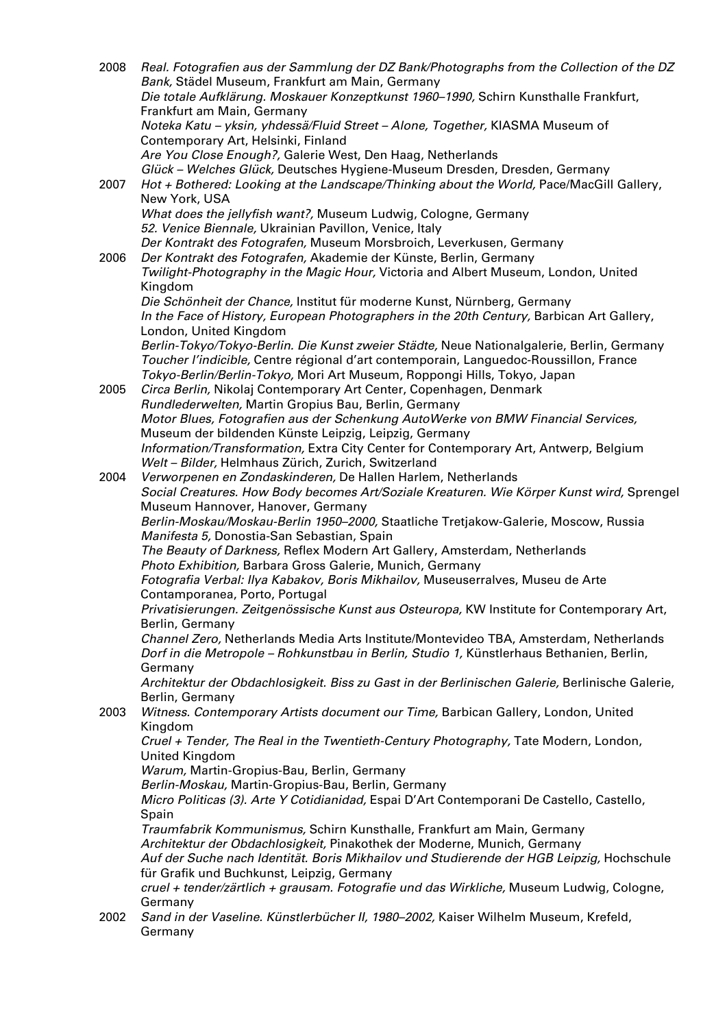2008 *Real. Fotografien aus der Sammlung der DZ Bank/Photographs from the Collection of the DZ Bank,* Städel Museum, Frankfurt am Main, Germany
*Die totale Aufklärung. Moskauer Konzeptkunst 1960–1990,* Schirn Kunsthalle Frankfurt, Frankfurt am Main, Germany
*Noteka Katu – yksin, yhdessä/Fluid Street – Alone, Together,* KIASMA Museum of Contemporary Art, Helsinki, Finland
*Are You Close Enough?,* Galerie West, Den Haag, Netherlands
*Glück – Welches Glück,* Deutsches Hygiene-Museum Dresden, Dresden, Germany

2007 *Hot + Bothered: Looking at the Landscape/Thinking about the World,* Pace/MacGill Gallery, New York, USA
*What does the jellyfish want?,* Museum Ludwig, Cologne, Germany
*52. Venice Biennale,* Ukrainian Pavillon, Venice, Italy
*Der Kontrakt des Fotografen,* Museum Morsbroich, Leverkusen, Germany

2006 *Der Kontrakt des Fotografen,* Akademie der Künste, Berlin, Germany
*Twilight-Photography in the Magic Hour,* Victoria and Albert Museum, London, United Kingdom
*Die Schönheit der Chance,* Institut für moderne Kunst, Nürnberg, Germany
*In the Face of History, European Photographers in the 20th Century,* Barbican Art Gallery, London, United Kingdom
*Berlin-Tokyo/Tokyo-Berlin. Die Kunst zweier Städte,* Neue Nationalgalerie, Berlin, Germany
*Toucher l'indicible,* Centre régional d'art contemporain, Languedoc-Roussillon, France
*Tokyo-Berlin/Berlin-Tokyo,* Mori Art Museum, Roppongi Hills, Tokyo, Japan

2005 *Circa Berlin,* Nikolaj Contemporary Art Center, Copenhagen, Denmark
*Rundlederwelten,* Martin Gropius Bau, Berlin, Germany
*Motor Blues, Fotografien aus der Schenkung AutoWerke von BMW Financial Services,* Museum der bildenden Künste Leipzig, Leipzig, Germany
*Information/Transformation,* Extra City Center for Contemporary Art, Antwerp, Belgium
*Welt – Bilder,* Helmhaus Zürich, Zurich, Switzerland

2004 *Verworpenen en Zondaskinderen,* De Hallen Harlem, Netherlands
*Social Creatures. How Body becomes Art/Soziale Kreaturen. Wie Körper Kunst wird,* Sprengel Museum Hannover, Hanover, Germany
*Berlin-Moskau/Moskau-Berlin 1950–2000,* Staatliche Tretjakow-Galerie, Moscow, Russia
*Manifesta 5,* Donostia-San Sebastian, Spain
*The Beauty of Darkness,* Reflex Modern Art Gallery, Amsterdam, Netherlands
*Photo Exhibition,* Barbara Gross Galerie, Munich, Germany
*Fotografia Verbal: Ilya Kabakov, Boris Mikhailov,* Museuserralves, Museu de Arte Contamporanea, Porto, Portugal
*Privatisierungen. Zeitgenössische Kunst aus Osteuropa,* KW Institute for Contemporary Art, Berlin, Germany
*Channel Zero,* Netherlands Media Arts Institute/Montevideo TBA, Amsterdam, Netherlands
*Dorf in die Metropole – Rohkunstbau in Berlin, Studio 1,* Künstlerhaus Bethanien, Berlin, Germany
*Architektur der Obdachlosigkeit. Biss zu Gast in der Berlinischen Galerie,* Berlinische Galerie, Berlin, Germany

2003 *Witness. Contemporary Artists document our Time,* Barbican Gallery, London, United Kingdom
*Cruel + Tender, The Real in the Twentieth-Century Photography,* Tate Modern, London, United Kingdom
*Warum,* Martin-Gropius-Bau, Berlin, Germany
*Berlin-Moskau,* Martin-Gropius-Bau, Berlin, Germany
*Micro Politicas (3). Arte Y Cotidianidad,* Espai D'Art Contemporani De Castello, Castello, Spain
*Traumfabrik Kommunismus,* Schirn Kunsthalle, Frankfurt am Main, Germany
*Architektur der Obdachlosigkeit,* Pinakothek der Moderne, Munich, Germany
*Auf der Suche nach Identität. Boris Mikhailov und Studierende der HGB Leipzig,* Hochschule für Grafik und Buchkunst, Leipzig, Germany
*cruel + tender/zärtlich + grausam. Fotografie und das Wirkliche,* Museum Ludwig, Cologne, Germany

2002 *Sand in der Vaseline. Künstlerbücher II, 1980–2002,* Kaiser Wilhelm Museum, Krefeld, Germany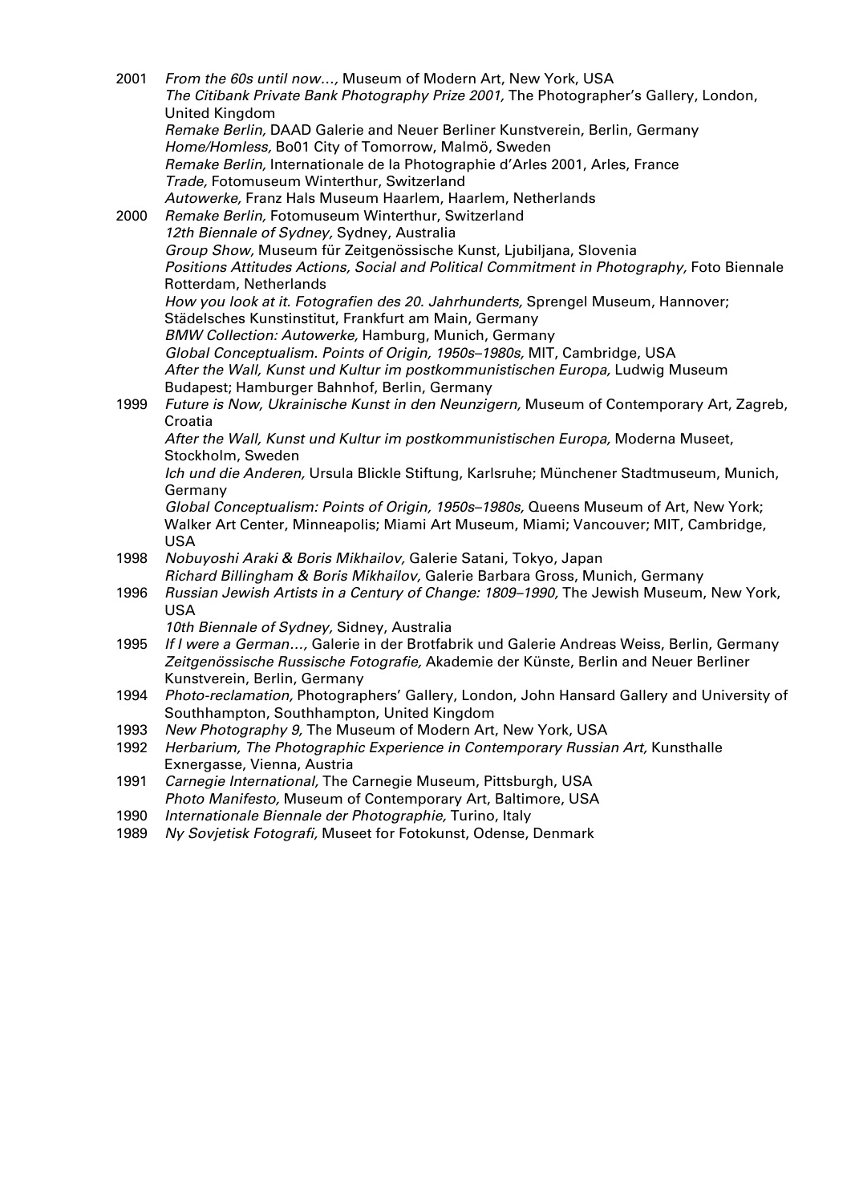2001 *From the 60s until now…,* Museum of Modern Art, New York, USA
*The Citibank Private Bank Photography Prize 2001,* The Photographer's Gallery, London, United Kingdom
*Remake Berlin,* DAAD Galerie and Neuer Berliner Kunstverein, Berlin, Germany
*Home/Homless,* Bo01 City of Tomorrow, Malmö, Sweden
*Remake Berlin,* Internationale de la Photographie d'Arles 2001, Arles, France
*Trade,* Fotomuseum Winterthur, Switzerland
*Autowerke,* Franz Hals Museum Haarlem, Haarlem, Netherlands

2000 *Remake Berlin,* Fotomuseum Winterthur, Switzerland
*12th Biennale of Sydney,* Sydney, Australia
*Group Show,* Museum für Zeitgenössische Kunst, Ljubiljana, Slovenia
*Positions Attitudes Actions, Social and Political Commitment in Photography,* Foto Biennale Rotterdam, Netherlands
*How you look at it. Fotografien des 20. Jahrhunderts,* Sprengel Museum, Hannover; Städelsches Kunstinstitut, Frankfurt am Main, Germany
*BMW Collection: Autowerke,* Hamburg, Munich, Germany
*Global Conceptualism. Points of Origin, 1950s–1980s,* MIT, Cambridge, USA
*After the Wall, Kunst und Kultur im postkommunistischen Europa,* Ludwig Museum Budapest; Hamburger Bahnhof, Berlin, Germany

1999 *Future is Now, Ukrainische Kunst in den Neunzigern,* Museum of Contemporary Art, Zagreb, Croatia
*After the Wall, Kunst und Kultur im postkommunistischen Europa,* Moderna Museet, Stockholm, Sweden
*Ich und die Anderen,* Ursula Blickle Stiftung, Karlsruhe; Münchener Stadtmuseum, Munich, Germany
*Global Conceptualism: Points of Origin, 1950s–1980s,* Queens Museum of Art, New York; Walker Art Center, Minneapolis; Miami Art Museum, Miami; Vancouver; MIT, Cambridge, USA

1998 *Nobuyoshi Araki & Boris Mikhailov,* Galerie Satani, Tokyo, Japan
*Richard Billingham & Boris Mikhailov,* Galerie Barbara Gross, Munich, Germany

1996 *Russian Jewish Artists in a Century of Change: 1809–1990,* The Jewish Museum, New York, USA
*10th Biennale of Sydney,* Sidney, Australia

1995 *If I were a German…,* Galerie in der Brotfabrik und Galerie Andreas Weiss, Berlin, Germany
*Zeitgenössische Russische Fotografie,* Akademie der Künste, Berlin and Neuer Berliner Kunstverein, Berlin, Germany

1994 *Photo-reclamation,* Photographers' Gallery, London, John Hansard Gallery and University of Southhampton, Southhampton, United Kingdom

1993 *New Photography 9,* The Museum of Modern Art, New York, USA

1992 *Herbarium, The Photographic Experience in Contemporary Russian Art,* Kunsthalle Exnergasse, Vienna, Austria

1991 *Carnegie International,* The Carnegie Museum, Pittsburgh, USA
*Photo Manifesto,* Museum of Contemporary Art, Baltimore, USA

1990 *Internationale Biennale der Photographie,* Turino, Italy

1989 *Ny Sovjetisk Fotografi,* Museet for Fotokunst, Odense, Denmark